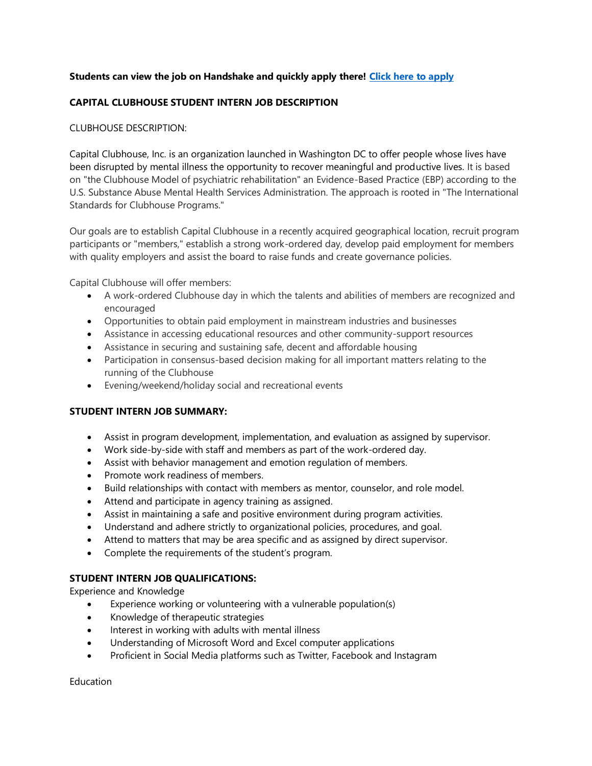**Students can view the job on Handshake and quickly apply there! [Click here to apply]**

**CAPITAL CLUBHOUSE STUDENT INTERN JOB DESCRIPTION**

CLUBHOUSE DESCRIPTION:

Capital Clubhouse, Inc. is an organization launched in Washington DC to offer people whose lives have been disrupted by mental illness the opportunity to recover meaningful and productive lives. It is based on "the Clubhouse Model of psychiatric rehabilitation" an Evidence-Based Practice (EBP) according to the U.S. Substance Abuse Mental Health Services Administration. The approach is rooted in "The International Standards for Clubhouse Programs."

Our goals are to establish Capital Clubhouse in a recently acquired geographical location, recruit program participants or "members," establish a strong work-ordered day, develop paid employment for members with quality employers and assist the board to raise funds and create governance policies.

Capital Clubhouse will offer members:

- A work-ordered Clubhouse day in which the talents and abilities of members are recognized and encouraged
- Opportunities to obtain paid employment in mainstream industries and businesses
- Assistance in accessing educational resources and other community-support resources
- Assistance in securing and sustaining safe, decent and affordable housing
- Participation in consensus-based decision making for all important matters relating to the running of the Clubhouse
- Evening/weekend/holiday social and recreational events

**STUDENT INTERN JOB SUMMARY:**

- Assist in program development, implementation, and evaluation as assigned by supervisor.
- Work side-by-side with staff and members as part of the work-ordered day.
- Assist with behavior management and emotion regulation of members.
- Promote work readiness of members.
- Build relationships with contact with members as mentor, counselor, and role model.
- Attend and participate in agency training as assigned.
- Assist in maintaining a safe and positive environment during program activities.
- Understand and adhere strictly to organizational policies, procedures, and goal.
- Attend to matters that may be area specific and as assigned by direct supervisor.
- Complete the requirements of the student's program.

**STUDENT INTERN JOB QUALIFICATIONS:**

Experience and Knowledge

- Experience working or volunteering with a vulnerable population(s)
- Knowledge of therapeutic strategies
- Interest in working with adults with mental illness
- Understanding of Microsoft Word and Excel computer applications
- Proficient in Social Media platforms such as Twitter, Facebook and Instagram

Education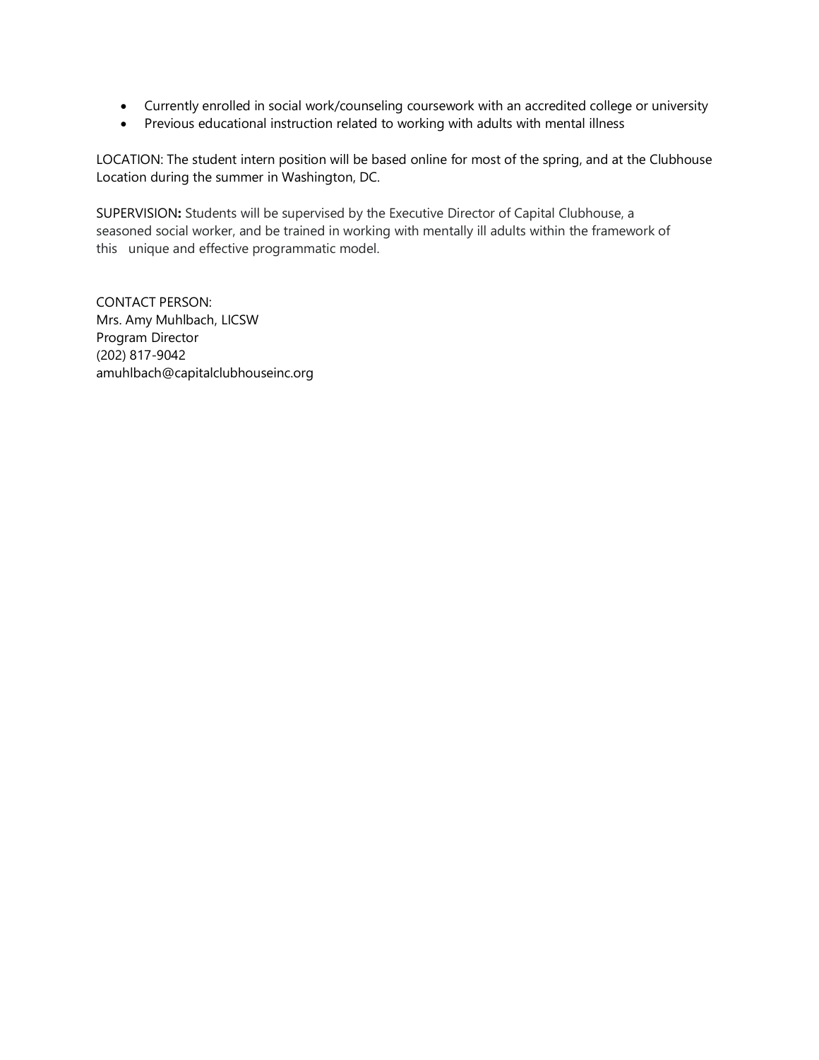- Currently enrolled in social work/counseling coursework with an accredited college or university
- Previous educational instruction related to working with adults with mental illness

LOCATION: The student intern position will be based online for most of the spring, and at the Clubhouse Location during the summer in Washington, DC.

SUPERVISION**:** Students will be supervised by the Executive Director of Capital Clubhouse, a seasoned social worker, and be trained in working with mentally ill adults within the framework of this unique and effective programmatic model.

CONTACT PERSON:
Mrs. Amy Muhlbach, LICSW
Program Director
(202) 817-9042
amuhlbach@capitalclubhouseinc.org